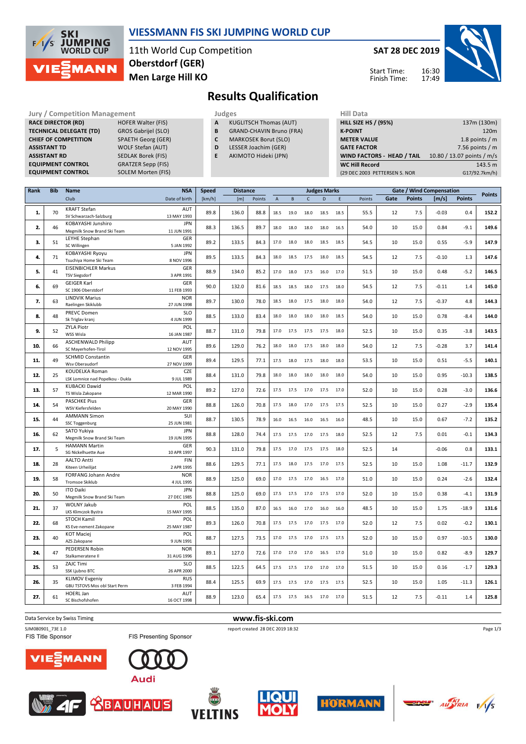# VIESSMANN FIS SKI JUMPING WORLD CUP

11th World Cup Competition
**Oberstdorf (GER)**
**Men Large Hill KO**

**SAT 28 DEC 2019**

Start Time: 16:30
Finish Time: 17:49

## Results Qualification

| Jury / Competition Management | |
|---|---|
| RACE DIRECTOR (RD) | HOFER Walter (FIS) |
| TECHNICAL DELEGATE (TD) | GROS Gabrijel (SLO) |
| CHIEF OF COMPETITION | SPAETH Georg (GER) |
| ASSISTANT TD | WOLF Stefan (AUT) |
| ASSISTANT RD | SEDLAK Borek (FIS) |
| EQUIPMENT CONTROL | GRATZER Sepp (FIS) |
| EQUIPMENT CONTROL | SOLEM Morten (FIS) |

| Judges | |
|---|---|
| A | KUGLITSCH Thomas (AUT) |
| B | GRAND-CHAVIN Bruno (FRA) |
| C | MARKOSEK Borut (SLO) |
| D | LESSER Joachim (GER) |
| E | AKIMOTO Hideki (JPN) |

| Hill Data | |
|---|---|
| HILL SIZE HS / (95%) | 137m (130m) |
| K-POINT | 120m |
| METER VALUE | 1.8 points / m |
| GATE FACTOR | 7.56 points / m |
| WIND FACTORS - HEAD / TAIL | 10.80 / 13.07 points / m/s |
| WC Hill Record | 143.5 m |
| (29 DEC 2003 PETTERSEN S. NOR | G17/92.7km/h) |

| Rank | Bib | Name / Club | NSA / Date of birth | Speed [km/h] | Distance [m] | Distance Points | A | B | C | D | E | Judges Points | Gate | Gate Points | Wind [m/s] | Wind Points | Points |
|---|---|---|---|---|---|---|---|---|---|---|---|---|---|---|---|---|---|
| 1. | 70 | KRAFT Stefan / SV Schwarzach-Salzburg | AUT / 13 MAY 1993 | 89.8 | 136.0 | 88.8 | 18.5 | 19.0 | 18.0 | 18.5 | 18.5 | 55.5 | 12 | 7.5 | -0.03 | 0.4 | 152.2 |
| 2. | 46 | KOBAYASHI Junshiro / Megmilk Snow Brand Ski Team | JPN / 11 JUN 1991 | 88.3 | 136.5 | 89.7 | 18.0 | 18.0 | 18.0 | 18.0 | 16.5 | 54.0 | 10 | 15.0 | 0.84 | -9.1 | 149.6 |
| 3. | 51 | LEYHE Stephan / SC Willingen | GER / 5 JAN 1992 | 89.2 | 133.5 | 84.3 | 17.0 | 18.0 | 18.0 | 18.5 | 18.5 | 54.5 | 10 | 15.0 | 0.55 | -5.9 | 147.9 |
| 4. | 71 | KOBAYASHI Ryoyu / Tsuchiya Home Ski Team | JPN / 8 NOV 1996 | 89.5 | 133.5 | 84.3 | 18.0 | 18.5 | 17.5 | 18.0 | 18.5 | 54.5 | 12 | 7.5 | -0.10 | 1.3 | 147.6 |
| 5. | 41 | EISENBICHLER Markus / TSV Siegsdorf | GER / 3 APR 1991 | 88.9 | 134.0 | 85.2 | 17.0 | 18.0 | 17.5 | 16.0 | 17.0 | 51.5 | 10 | 15.0 | 0.48 | -5.2 | 146.5 |
| 6. | 69 | GEIGER Karl / SC 1906 Oberstdorf | GER / 11 FEB 1993 | 90.0 | 132.0 | 81.6 | 18.5 | 18.5 | 18.0 | 17.5 | 18.0 | 54.5 | 12 | 7.5 | -0.11 | 1.4 | 145.0 |
| 7. | 63 | LINDVIK Marius / Raelingen Skiklubb | NOR / 27 JUN 1998 | 89.7 | 130.0 | 78.0 | 18.5 | 18.0 | 17.5 | 18.0 | 18.0 | 54.0 | 12 | 7.5 | -0.37 | 4.8 | 144.3 |
| 8. | 48 | PREVC Domen / Sk Triglav kranj | SLO / 4 JUN 1999 | 88.5 | 133.0 | 83.4 | 18.0 | 18.0 | 18.0 | 18.0 | 18.5 | 54.0 | 10 | 15.0 | 0.78 | -8.4 | 144.0 |
| 9. | 52 | ZYLA Piotr / WSS Wisla | POL / 16 JAN 1987 | 88.7 | 131.0 | 79.8 | 17.0 | 17.5 | 17.5 | 17.5 | 18.0 | 52.5 | 10 | 15.0 | 0.35 | -3.8 | 143.5 |
| 10. | 66 | ASCHENWALD Philipp / SC Mayerhofen-Tirol | AUT / 12 NOV 1995 | 89.6 | 129.0 | 76.2 | 18.0 | 18.0 | 17.5 | 18.0 | 18.0 | 54.0 | 12 | 7.5 | -0.28 | 3.7 | 141.4 |
| 11. | 49 | SCHMID Constantin / Wsv Oberaudorf | GER / 27 NOV 1999 | 89.4 | 129.5 | 77.1 | 17.5 | 18.0 | 17.5 | 18.0 | 18.0 | 53.5 | 10 | 15.0 | 0.51 | -5.5 | 140.1 |
| 12. | 25 | KOUDELKA Roman / LSK Lomnice nad Popelkou - Dukla | CZE / 9 JUL 1989 | 88.4 | 131.0 | 79.8 | 18.0 | 18.0 | 18.0 | 18.0 | 18.0 | 54.0 | 10 | 15.0 | 0.95 | -10.3 | 138.5 |
| 13. | 57 | KUBACKI Dawid / TS Wisla Zakopane | POL / 12 MAR 1990 | 89.2 | 127.0 | 72.6 | 17.5 | 17.5 | 17.0 | 17.5 | 17.0 | 52.0 | 10 | 15.0 | 0.28 | -3.0 | 136.6 |
| 14. | 54 | PASCHKE Pius / WSV Kiefersfelden | GER / 20 MAY 1990 | 88.8 | 126.0 | 70.8 | 17.5 | 18.0 | 17.0 | 17.5 | 17.5 | 52.5 | 10 | 15.0 | 0.27 | -2.9 | 135.4 |
| 15. | 44 | AMMANN Simon / SSC Toggenburg | SUI / 25 JUN 1981 | 88.7 | 130.5 | 78.9 | 16.0 | 16.5 | 16.0 | 16.5 | 16.0 | 48.5 | 10 | 15.0 | 0.67 | -7.2 | 135.2 |
| 16. | 62 | SATO Yukiya / Megmilk Snow Brand Ski Team | JPN / 19 JUN 1995 | 88.8 | 128.0 | 74.4 | 17.5 | 17.5 | 17.0 | 17.5 | 18.0 | 52.5 | 12 | 7.5 | 0.01 | -0.1 | 134.3 |
| 17. | 5 | HAMANN Martin / SG Nickelhuette Aue | GER / 10 APR 1997 | 90.3 | 131.0 | 79.8 | 17.5 | 17.0 | 17.5 | 17.5 | 18.0 | 52.5 | 14 | | -0.06 | 0.8 | 133.1 |
| 18. | 28 | AALTO Antti / Kiteen Urheilijat | FIN / 2 APR 1995 | 88.6 | 129.5 | 77.1 | 17.5 | 18.0 | 17.5 | 17.0 | 17.5 | 52.5 | 10 | 15.0 | 1.08 | -11.7 | 132.9 |
| 19. | 58 | FORFANG Johann Andre / Tromsoe Skiklub | NOR / 4 JUL 1995 | 88.9 | 125.0 | 69.0 | 17.0 | 17.5 | 17.0 | 16.5 | 17.0 | 51.0 | 10 | 15.0 | 0.24 | -2.6 | 132.4 |
| 20. | 50 | ITO Daiki / Megmilk Snow Brand Ski Team | JPN / 27 DEC 1985 | 88.8 | 125.0 | 69.0 | 17.5 | 17.5 | 17.0 | 17.5 | 17.0 | 52.0 | 10 | 15.0 | 0.38 | -4.1 | 131.9 |
| 21. | 37 | WOLNY Jakub / LKS Klimczok Bystra | POL / 15 MAY 1995 | 88.5 | 135.0 | 87.0 | 16.5 | 16.0 | 17.0 | 16.0 | 16.0 | 48.5 | 10 | 15.0 | 1.75 | -18.9 | 131.6 |
| 22. | 68 | STOCH Kamil / KS Eve-nement Zakopane | POL / 25 MAY 1987 | 89.3 | 126.0 | 70.8 | 17.5 | 17.5 | 17.0 | 17.5 | 17.0 | 52.0 | 12 | 7.5 | 0.02 | -0.2 | 130.1 |
| 23. | 40 | KOT Maciej / AZS Zakopane | POL / 9 JUN 1991 | 88.7 | 127.5 | 73.5 | 17.0 | 17.5 | 17.0 | 17.5 | 17.5 | 52.0 | 10 | 15.0 | 0.97 | -10.5 | 130.0 |
| 24. | 47 | PEDERSEN Robin / Stalkameratene Il | NOR / 31 AUG 1996 | 89.1 | 127.0 | 72.6 | 17.0 | 17.0 | 17.0 | 16.5 | 17.0 | 51.0 | 10 | 15.0 | 0.82 | -8.9 | 129.7 |
| 25. | 53 | ZAJC Timi / SSK Ljubno BTC | SLO / 26 APR 2000 | 88.5 | 122.5 | 64.5 | 17.5 | 17.5 | 17.0 | 17.0 | 17.0 | 51.5 | 10 | 15.0 | 0.16 | -1.7 | 129.3 |
| 26. | 35 | KLIMOV Evgeniy / GBU TSTOVS Mos obl Start Perm | RUS / 3 FEB 1994 | 88.4 | 125.5 | 69.9 | 17.5 | 17.5 | 17.0 | 17.5 | 17.5 | 52.5 | 10 | 15.0 | 1.05 | -11.3 | 126.1 |
| 27. | 61 | HOERL Jan / SC Bischofshofen | AUT / 16 OCT 1998 | 88.9 | 123.0 | 65.4 | 17.5 | 17.5 | 16.5 | 17.0 | 17.0 | 51.5 | 12 | 7.5 | -0.11 | 1.4 | 125.8 |

Data Service by Swiss Timing
www.fis-ski.com
SJM080901_73E 1.0
report created 28 DEC 2019 18:32

FIS Title Sponsor
FIS Presenting Sponsor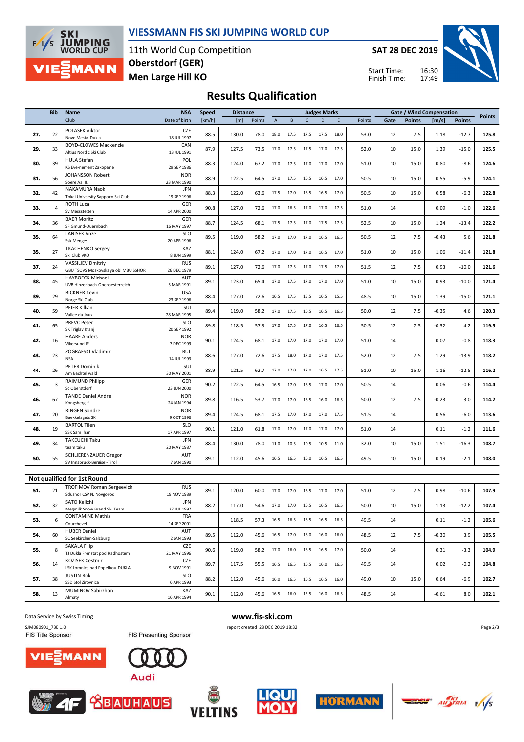# VIESSMANN FIS SKI JUMPING WORLD CUP

11th World Cup Competition
**Oberstdorf (GER)**
**Men Large Hill KO**

**SAT 28 DEC 2019**

Start Time: 16:30
Finish Time: 17:49

## Results Qualification

| Rank | Bib | Name / Club | NSA / Date of birth | Speed [km/h] | Distance [m] | Distance Points | A | B | C | D | E | Judges Points | Gate | Gate Points | Wind [m/s] | Wind Points | Points |
|---|---|---|---|---|---|---|---|---|---|---|---|---|---|---|---|---|---|
| 27. | 22 | POLASEK Viktor / Nove Mesto-Dukla | CZE / 18 JUL 1997 | 88.5 | 130.0 | 78.0 | 18.0 | 17.5 | 17.5 | 17.5 | 18.0 | 53.0 | 12 | 7.5 | 1.18 | -12.7 | 125.8 |
| 29. | 33 | BOYD-CLOWES Mackenzie / Altius Nordic Ski Club | CAN / 13 JUL 1991 | 87.9 | 127.5 | 73.5 | 17.0 | 17.5 | 17.5 | 17.0 | 17.5 | 52.0 | 10 | 15.0 | 1.39 | -15.0 | 125.5 |
| 30. | 39 | HULA Stefan / KS Eve-nement Zakopane | POL / 29 SEP 1986 | 88.3 | 124.0 | 67.2 | 17.0 | 17.5 | 17.0 | 17.0 | 17.0 | 51.0 | 10 | 15.0 | 0.80 | -8.6 | 124.6 |
| 31. | 56 | JOHANSSON Robert / Soere Aal IL | NOR / 23 MAR 1990 | 88.9 | 122.5 | 64.5 | 17.0 | 17.5 | 16.5 | 16.5 | 17.0 | 50.5 | 10 | 15.0 | 0.55 | -5.9 | 124.1 |
| 32. | 42 | NAKAMURA Naoki / Tokai University Sapporo Ski Club | JPN / 19 SEP 1996 | 88.3 | 122.0 | 63.6 | 17.5 | 17.0 | 16.5 | 16.5 | 17.0 | 50.5 | 10 | 15.0 | 0.58 | -6.3 | 122.8 |
| 33. | 4 | ROTH Luca / Sv Messstetten | GER / 14 APR 2000 | 90.8 | 127.0 | 72.6 | 17.0 | 16.5 | 17.0 | 17.0 | 17.5 | 51.0 | 14 | | 0.09 | -1.0 | 122.6 |
| 34. | 36 | BAER Moritz / SF Gmund-Duernbach | GER / 16 MAY 1997 | 88.7 | 124.5 | 68.1 | 17.5 | 17.5 | 17.0 | 17.5 | 17.5 | 52.5 | 10 | 15.0 | 1.24 | -13.4 | 122.2 |
| 35. | 64 | LANISEK Anze / Ssk Menges | SLO / 20 APR 1996 | 89.5 | 119.0 | 58.2 | 17.0 | 17.0 | 17.0 | 16.5 | 16.5 | 50.5 | 12 | 7.5 | -0.43 | 5.6 | 121.8 |
| 35. | 27 | TKACHENKO Sergey / Ski Club VKO | KAZ / 8 JUN 1999 | 88.1 | 124.0 | 67.2 | 17.0 | 17.0 | 17.0 | 16.5 | 17.0 | 51.0 | 10 | 15.0 | 1.06 | -11.4 | 121.8 |
| 37. | 24 | VASSILIEV Dmitriy / GBU TSOVS Moskovskaya obl MBU SSHOR | RUS / 26 DEC 1979 | 89.1 | 127.0 | 72.6 | 17.0 | 17.5 | 17.0 | 17.5 | 17.0 | 51.5 | 12 | 7.5 | 0.93 | -10.0 | 121.6 |
| 38. | 45 | HAYBOECK Michael / UVB Hinzenbach-Oberoesterreich | AUT / 5 MAR 1991 | 89.1 | 123.0 | 65.4 | 17.0 | 17.5 | 17.0 | 17.0 | 17.0 | 51.0 | 10 | 15.0 | 0.93 | -10.0 | 121.4 |
| 39. | 29 | BICKNER Kevin / Norge Ski Club | USA / 23 SEP 1996 | 88.4 | 127.0 | 72.6 | 16.5 | 17.5 | 15.5 | 16.5 | 15.5 | 48.5 | 10 | 15.0 | 1.39 | -15.0 | 121.1 |
| 40. | 59 | PEIER Killian / Vallee du Joux | SUI / 28 MAR 1995 | 89.4 | 119.0 | 58.2 | 17.0 | 17.5 | 16.5 | 16.5 | 16.5 | 50.0 | 12 | 7.5 | -0.35 | 4.6 | 120.3 |
| 41. | 65 | PREVC Peter / SK Triglav Kranj | SLO / 20 SEP 1992 | 89.8 | 118.5 | 57.3 | 17.0 | 17.5 | 17.0 | 16.5 | 16.5 | 50.5 | 12 | 7.5 | -0.32 | 4.2 | 119.5 |
| 42. | 16 | HAARE Anders / Vikersund IF | NOR / 7 DEC 1999 | 90.1 | 124.5 | 68.1 | 17.0 | 17.0 | 17.0 | 17.0 | 17.0 | 51.0 | 14 | | 0.07 | -0.8 | 118.3 |
| 43. | 23 | ZOGRAFSKI Vladimir / NSA | BUL / 14 JUL 1993 | 88.6 | 127.0 | 72.6 | 17.5 | 18.0 | 17.0 | 17.0 | 17.5 | 52.0 | 12 | 7.5 | 1.29 | -13.9 | 118.2 |
| 44. | 26 | PETER Dominik / Am Bachtel wald | SUI / 30 MAY 2001 | 88.9 | 121.5 | 62.7 | 17.0 | 17.0 | 17.0 | 16.5 | 17.5 | 51.0 | 10 | 15.0 | 1.16 | -12.5 | 116.2 |
| 45. | 3 | RAIMUND Philipp / Sc Oberstdorf | GER / 23 JUN 2000 | 90.2 | 122.5 | 64.5 | 16.5 | 17.0 | 16.5 | 17.0 | 17.0 | 50.5 | 14 | | 0.06 | -0.6 | 114.4 |
| 46. | 67 | TANDE Daniel Andre / Kongsberg If | NOR / 24 JAN 1994 | 89.8 | 116.5 | 53.7 | 17.0 | 17.0 | 16.5 | 16.0 | 16.5 | 50.0 | 12 | 7.5 | -0.23 | 3.0 | 114.2 |
| 47. | 20 | RINGEN Sondre / Baekkelagets SK | NOR / 9 OCT 1996 | 89.4 | 124.5 | 68.1 | 17.5 | 17.0 | 17.0 | 17.0 | 17.5 | 51.5 | 14 | | 0.56 | -6.0 | 113.6 |
| 48. | 19 | BARTOL Tilen / SSK Sam Ihan | SLO / 17 APR 1997 | 90.1 | 121.0 | 61.8 | 17.0 | 17.0 | 17.0 | 17.0 | 17.0 | 51.0 | 14 | | 0.11 | -1.2 | 111.6 |
| 49. | 34 | TAKEUCHI Taku / team taku | JPN / 20 MAY 1987 | 88.4 | 130.0 | 78.0 | 11.0 | 10.5 | 10.5 | 10.5 | 11.0 | 32.0 | 10 | 15.0 | 1.51 | -16.3 | 108.7 |
| 50. | 55 | SCHLIERENZAUER Gregor / SV Innsbruck-Bergisel-Tirol | AUT / 7 JAN 1990 | 89.1 | 112.0 | 45.6 | 16.5 | 16.5 | 16.0 | 16.5 | 16.5 | 49.5 | 10 | 15.0 | 0.19 | -2.1 | 108.0 |

### Not qualified for 1st Round

| Rank | Bib | Name / Club | NSA / Date of birth | Speed [km/h] | Distance [m] | Distance Points | A | B | C | D | E | Judges Points | Gate | Gate Points | Wind [m/s] | Wind Points | Points |
|---|---|---|---|---|---|---|---|---|---|---|---|---|---|---|---|---|---|
| 51. | 21 | TROFIMOV Roman Sergeevich / Sdushor CSP N. Novgorod | RUS / 19 NOV 1989 | 89.1 | 120.0 | 60.0 | 17.0 | 17.0 | 16.5 | 17.0 | 17.0 | 51.0 | 12 | 7.5 | 0.98 | -10.6 | 107.9 |
| 52. | 32 | SATO Keiichi / Megmilk Snow Brand Ski Team | JPN / 27 JUL 1997 | 88.2 | 117.0 | 54.6 | 17.0 | 17.0 | 16.5 | 16.5 | 16.5 | 50.0 | 10 | 15.0 | 1.13 | -12.2 | 107.4 |
| 53. | 6 | CONTAMINE Mathis / Courchevel | FRA / 14 SEP 2001 | | 118.5 | 57.3 | 16.5 | 16.5 | 16.5 | 16.5 | 16.5 | 49.5 | 14 | | 0.11 | -1.2 | 105.6 |
| 54. | 60 | HUBER Daniel / SC Seekirchen-Salzburg | AUT / 2 JAN 1993 | 89.5 | 112.0 | 45.6 | 16.5 | 17.0 | 16.0 | 16.0 | 16.0 | 48.5 | 12 | 7.5 | -0.30 | 3.9 | 105.5 |
| 55. | 8 | SAKALA Filip / TJ Dukla Frenstat pod Radhostem | CZE / 21 MAY 1996 | 90.6 | 119.0 | 58.2 | 17.0 | 16.0 | 16.5 | 16.5 | 17.0 | 50.0 | 14 | | 0.31 | -3.3 | 104.9 |
| 56. | 14 | KOZISEK Cestmir / LSK Lomnice nad Popelkou-DUKLA | CZE / 9 NOV 1991 | 89.7 | 117.5 | 55.5 | 16.5 | 16.5 | 16.5 | 16.0 | 16.5 | 49.5 | 14 | | 0.02 | -0.2 | 104.8 |
| 57. | 38 | JUSTIN Rok / SSD Stol Zirovnica | SLO / 6 APR 1993 | 88.2 | 112.0 | 45.6 | 16.0 | 16.5 | 16.5 | 16.5 | 16.0 | 49.0 | 10 | 15.0 | 0.64 | -6.9 | 102.7 |
| 58. | 13 | MUMINOV Sabirzhan / Almaty | KAZ / 16 APR 1994 | 90.1 | 112.0 | 45.6 | 16.5 | 16.0 | 15.5 | 16.0 | 16.5 | 48.5 | 14 | | -0.61 | 8.0 | 102.1 |

Data Service by Swiss Timing — www.fis-ski.com

SJM080901_73E 1.0 — report created 28 DEC 2019 18:32

FIS Title Sponsor: VIESSMANN — FIS Presenting Sponsor: Audi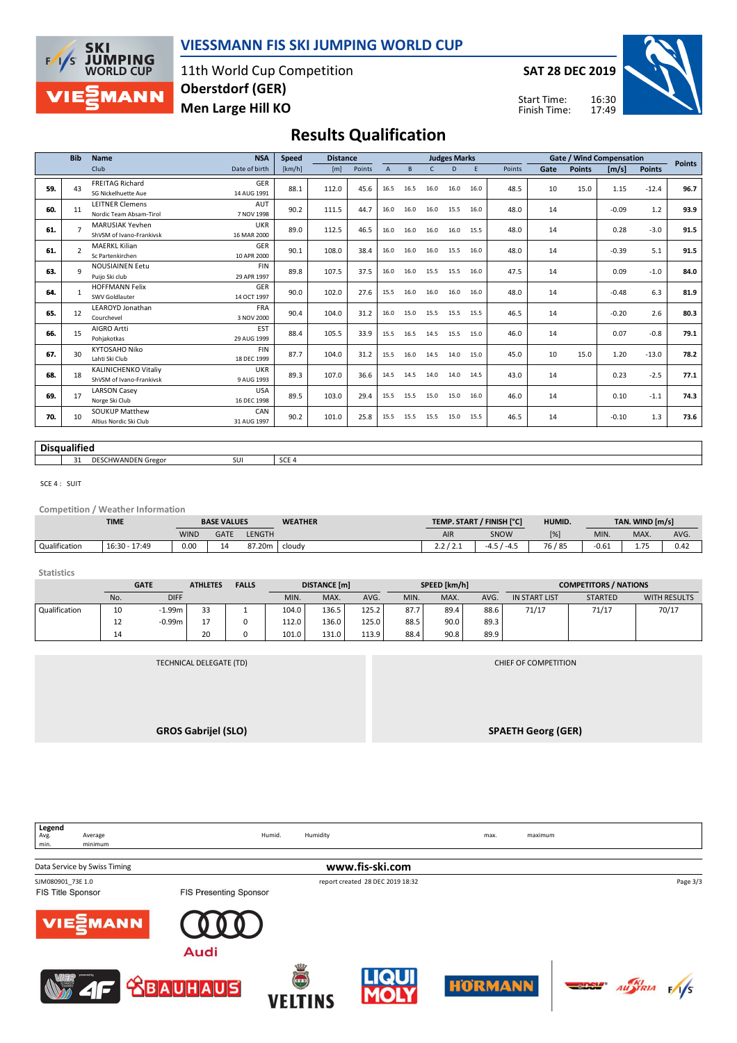# VIESSMANN FIS SKI JUMPING WORLD CUP

11th World Cup Competition
Oberstdorf (GER)
Men Large Hill KO

SAT 28 DEC 2019

Start Time: 16:30
Finish Time: 17:49

## Results Qualification

| | Bib | Name / Club | NSA / Date of birth | Speed [km/h] | Distance [m] | Distance Points | A | B | C | D | E | Judges Points | Gate | Gate Points | Wind [m/s] | Wind Points | Points |
|---|---|---|---|---|---|---|---|---|---|---|---|---|---|---|---|---|---|
| 59. | 43 | FREITAG Richard / SG Nickelhuette Aue | GER / 14 AUG 1991 | 88.1 | 112.0 | 45.6 | 16.5 | 16.5 | 16.0 | 16.0 | 16.0 | 48.5 | 10 | 15.0 | 1.15 | -12.4 | 96.7 |
| 60. | 11 | LEITNER Clemens / Nordic Team Absam-Tirol | AUT / 7 NOV 1998 | 90.2 | 111.5 | 44.7 | 16.0 | 16.0 | 16.0 | 15.5 | 16.0 | 48.0 | 14 | | -0.09 | 1.2 | 93.9 |
| 61. | 7 | MARUSIAK Yevhen / ShVSM of Ivano-Frankivsk | UKR / 16 MAR 2000 | 89.0 | 112.5 | 46.5 | 16.0 | 16.0 | 16.0 | 16.0 | 15.5 | 48.0 | 14 | | 0.28 | -3.0 | 91.5 |
| 61. | 2 | MAERKL Kilian / Sc Partenkirchen | GER / 10 APR 2000 | 90.1 | 108.0 | 38.4 | 16.0 | 16.0 | 16.0 | 15.5 | 16.0 | 48.0 | 14 | | -0.39 | 5.1 | 91.5 |
| 63. | 9 | NOUSIAINEN Eetu / Puijo Ski club | FIN / 29 APR 1997 | 89.8 | 107.5 | 37.5 | 16.0 | 16.0 | 15.5 | 15.5 | 16.0 | 47.5 | 14 | | 0.09 | -1.0 | 84.0 |
| 64. | 1 | HOFFMANN Felix / SWV Goldlauter | GER / 14 OCT 1997 | 90.0 | 102.0 | 27.6 | 15.5 | 16.0 | 16.0 | 16.0 | 16.0 | 48.0 | 14 | | -0.48 | 6.3 | 81.9 |
| 65. | 12 | LEAROYD Jonathan / Courchevel | FRA / 3 NOV 2000 | 90.4 | 104.0 | 31.2 | 16.0 | 15.0 | 15.5 | 15.5 | 15.5 | 46.5 | 14 | | -0.20 | 2.6 | 80.3 |
| 66. | 15 | AIGRO Artti / Pohjakotkas | EST / 29 AUG 1999 | 88.4 | 105.5 | 33.9 | 15.5 | 16.5 | 14.5 | 15.5 | 15.0 | 46.0 | 14 | | 0.07 | -0.8 | 79.1 |
| 67. | 30 | KYTOSAHO Niko / Lahti Ski Club | FIN / 18 DEC 1999 | 87.7 | 104.0 | 31.2 | 15.5 | 16.0 | 14.5 | 14.0 | 15.0 | 45.0 | 10 | 15.0 | 1.20 | -13.0 | 78.2 |
| 68. | 18 | KALINICHENKO Vitaliy / ShVSM of Ivano-Frankivsk | UKR / 9 AUG 1993 | 89.3 | 107.0 | 36.6 | 14.5 | 14.5 | 14.0 | 14.0 | 14.5 | 43.0 | 14 | | 0.23 | -2.5 | 77.1 |
| 69. | 17 | LARSON Casey / Norge Ski Club | USA / 16 DEC 1998 | 89.5 | 103.0 | 29.4 | 15.5 | 15.5 | 15.0 | 15.0 | 16.0 | 46.0 | 14 | | 0.10 | -1.1 | 74.3 |
| 70. | 10 | SOUKUP Matthew / Altius Nordic Ski Club | CAN / 31 AUG 1997 | 90.2 | 101.0 | 25.8 | 15.5 | 15.5 | 15.5 | 15.0 | 15.5 | 46.5 | 14 | | -0.10 | 1.3 | 73.6 |

### Disqualified

| Bib | Name | NSA | Reason |
|---|---|---|---|
| 31 | DESCHWANDEN Gregor | SUI | SCE 4 |

SCE 4 : SUIT

### Competition / Weather Information

| | TIME | BASE VALUES WIND | BASE VALUES GATE | BASE VALUES LENGTH | WEATHER | TEMP. START / FINISH [°C] AIR | TEMP. START / FINISH [°C] SNOW | HUMID. [%] | TAN. WIND [m/s] MIN. | TAN. WIND [m/s] MAX. | TAN. WIND [m/s] AVG. |
|---|---|---|---|---|---|---|---|---|---|---|---|
| Qualification | 16:30 - 17:49 | 0.00 | 14 | 87.20m | cloudy | 2.2 / 2.1 | -4.5 / -4.5 | 76 / 85 | -0.61 | 1.75 | 0.42 |

### Statistics

| | GATE No. | GATE DIFF | ATHLETES | FALLS | DISTANCE [m] MIN. | DISTANCE [m] MAX. | DISTANCE [m] AVG. | SPEED [km/h] MIN. | SPEED [km/h] MAX. | SPEED [km/h] AVG. | IN START LIST | STARTED | WITH RESULTS |
|---|---|---|---|---|---|---|---|---|---|---|---|---|---|
| Qualification | 10 | -1.99m | 33 | 1 | 104.0 | 136.5 | 125.2 | 87.7 | 89.4 | 88.6 | 71/17 | 71/17 | 70/17 |
| | 12 | -0.99m | 17 | 0 | 112.0 | 136.0 | 125.0 | 88.5 | 90.0 | 89.3 | | | |
| | 14 | | 20 | 0 | 101.0 | 131.0 | 113.9 | 88.4 | 90.8 | 89.9 | | | |

TECHNICAL DELEGATE (TD): **GROS Gabrijel (SLO)**

CHIEF OF COMPETITION: **SPAETH Georg (GER)**

Legend: Avg. Average; min. minimum; Humid. Humidity; max. maximum

Data Service by Swiss Timing — www.fis-ski.com

SJM080901_73E 1.0 — report created 28 DEC 2019 18:32

FIS Title Sponsor — FIS Presenting Sponsor